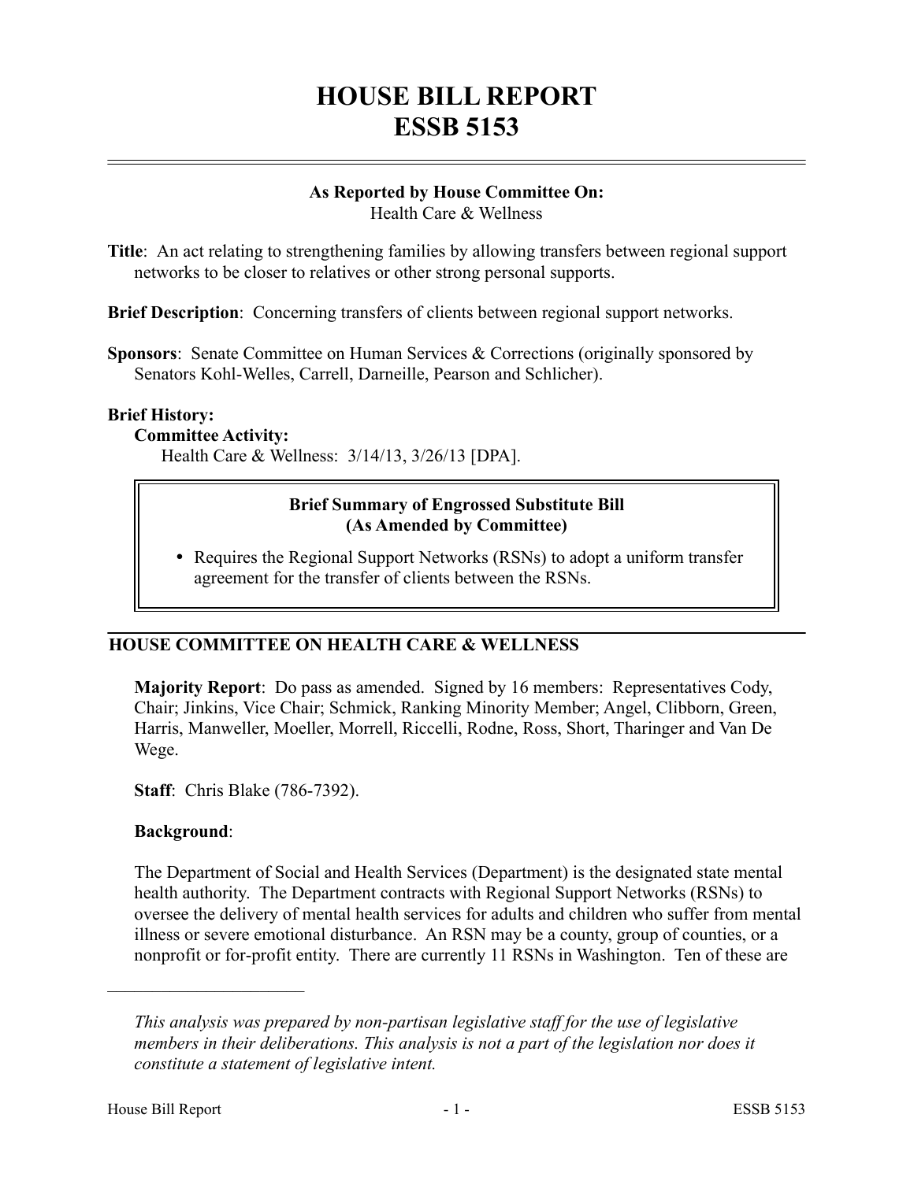# HOUSE BILL REPORT
# ESSB 5153

**As Reported by House Committee On:**
Health Care & Wellness

**Title**: An act relating to strengthening families by allowing transfers between regional support networks to be closer to relatives or other strong personal supports.

**Brief Description**: Concerning transfers of clients between regional support networks.

**Sponsors**: Senate Committee on Human Services & Corrections (originally sponsored by Senators Kohl-Welles, Carrell, Darneille, Pearson and Schlicher).

**Brief History:**

**Committee Activity:**

Health Care & Wellness: 3/14/13, 3/26/13 [DPA].

> **Brief Summary of Engrossed Substitute Bill (As Amended by Committee)**
>
> - Requires the Regional Support Networks (RSNs) to adopt a uniform transfer agreement for the transfer of clients between the RSNs.

## HOUSE COMMITTEE ON HEALTH CARE & WELLNESS

**Majority Report**: Do pass as amended. Signed by 16 members: Representatives Cody, Chair; Jinkins, Vice Chair; Schmick, Ranking Minority Member; Angel, Clibborn, Green, Harris, Manweller, Moeller, Morrell, Riccelli, Rodne, Ross, Short, Tharinger and Van De Wege.

**Staff**: Chris Blake (786-7392).

**Background**:

The Department of Social and Health Services (Department) is the designated state mental health authority. The Department contracts with Regional Support Networks (RSNs) to oversee the delivery of mental health services for adults and children who suffer from mental illness or severe emotional disturbance. An RSN may be a county, group of counties, or a nonprofit or for-profit entity. There are currently 11 RSNs in Washington. Ten of these are

---

*This analysis was prepared by non-partisan legislative staff for the use of legislative members in their deliberations. This analysis is not a part of the legislation nor does it constitute a statement of legislative intent.*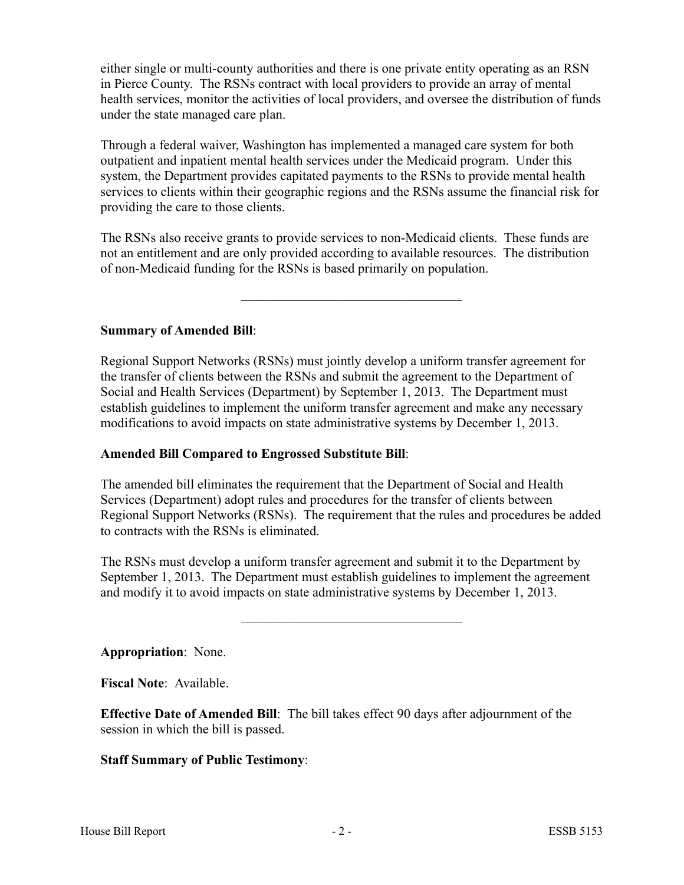either single or multi-county authorities and there is one private entity operating as an RSN in Pierce County. The RSNs contract with local providers to provide an array of mental health services, monitor the activities of local providers, and oversee the distribution of funds under the state managed care plan.

Through a federal waiver, Washington has implemented a managed care system for both outpatient and inpatient mental health services under the Medicaid program. Under this system, the Department provides capitated payments to the RSNs to provide mental health services to clients within their geographic regions and the RSNs assume the financial risk for providing the care to those clients.

The RSNs also receive grants to provide services to non-Medicaid clients. These funds are not an entitlement and are only provided according to available resources. The distribution of non-Medicaid funding for the RSNs is based primarily on population.

---

**Summary of Amended Bill**:

Regional Support Networks (RSNs) must jointly develop a uniform transfer agreement for the transfer of clients between the RSNs and submit the agreement to the Department of Social and Health Services (Department) by September 1, 2013. The Department must establish guidelines to implement the uniform transfer agreement and make any necessary modifications to avoid impacts on state administrative systems by December 1, 2013.

**Amended Bill Compared to Engrossed Substitute Bill**:

The amended bill eliminates the requirement that the Department of Social and Health Services (Department) adopt rules and procedures for the transfer of clients between Regional Support Networks (RSNs). The requirement that the rules and procedures be added to contracts with the RSNs is eliminated.

The RSNs must develop a uniform transfer agreement and submit it to the Department by September 1, 2013. The Department must establish guidelines to implement the agreement and modify it to avoid impacts on state administrative systems by December 1, 2013.

---

**Appropriation**: None.

**Fiscal Note**: Available.

**Effective Date of Amended Bill**: The bill takes effect 90 days after adjournment of the session in which the bill is passed.

**Staff Summary of Public Testimony**: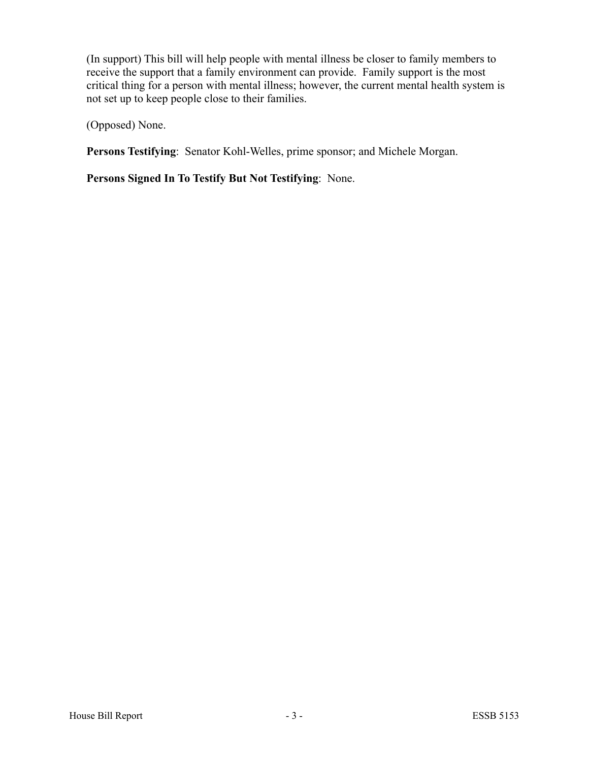(In support) This bill will help people with mental illness be closer to family members to receive the support that a family environment can provide. Family support is the most critical thing for a person with mental illness; however, the current mental health system is not set up to keep people close to their families.

(Opposed) None.

**Persons Testifying**: Senator Kohl-Welles, prime sponsor; and Michele Morgan.

**Persons Signed In To Testify But Not Testifying**: None.